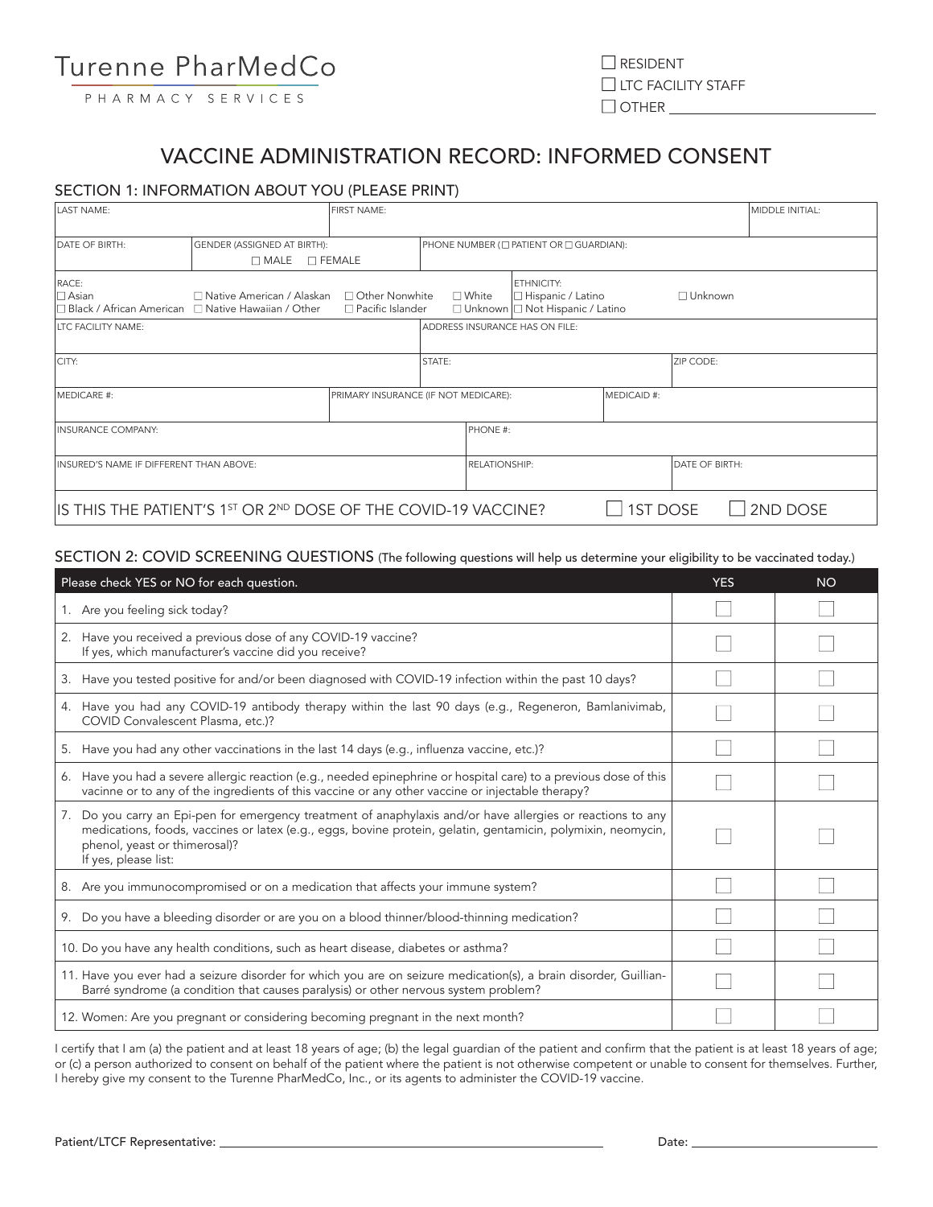Turenne PharMedCo

PHARMACY SERVICES

☐ RESIDENT
☐ LTC FACILITY STAFF
☐ OTHER ____________________

# VACCINE ADMINISTRATION RECORD: INFORMED CONSENT

## SECTION 1: INFORMATION ABOUT YOU (PLEASE PRINT)

| LAST NAME: | FIRST NAME: | MIDDLE INITIAL: |
|---|---|---|
| | | |

| DATE OF BIRTH: | GENDER (ASSIGNED AT BIRTH): ☐ MALE ☐ FEMALE | PHONE NUMBER (☐ PATIENT OR ☐ GUARDIAN): |
|---|---|---|

RACE:
☐ Asian ☐ Native American / Alaskan ☐ Other Nonwhite ☐ White
☐ Black / African American ☐ Native Hawaiian / Other Pacific Islander ☐ Unknown

ETHNICITY:
☐ Hispanic / Latino ☐ Unknown
☐ Not Hispanic / Latino

| LTC FACILITY NAME: | ADDRESS INSURANCE HAS ON FILE: | |
|---|---|---|
| CITY: | STATE: | ZIP CODE: |

| MEDICARE #: | PRIMARY INSURANCE (IF NOT MEDICARE): | MEDICAID #: |
|---|---|---|

| INSURANCE COMPANY: | PHONE #: | |
|---|---|---|
| INSURED'S NAME IF DIFFERENT THAN ABOVE: | RELATIONSHIP: | DATE OF BIRTH: |

IS THIS THE PATIENT'S 1ST OR 2ND DOSE OF THE COVID-19 VACCINE? ☐ 1ST DOSE ☐ 2ND DOSE

## SECTION 2: COVID SCREENING QUESTIONS (The following questions will help us determine your eligibility to be vaccinated today.)

| Please check YES or NO for each question. | YES | NO |
|---|---|---|
| 1. Are you feeling sick today? | ☐ | ☐ |
| 2. Have you received a previous dose of any COVID-19 vaccine? If yes, which manufacturer's vaccine did you receive? | ☐ | ☐ |
| 3. Have you tested positive for and/or been diagnosed with COVID-19 infection within the past 10 days? | ☐ | ☐ |
| 4. Have you had any COVID-19 antibody therapy within the last 90 days (e.g., Regeneron, Bamlanivimab, COVID Convalescent Plasma, etc.)? | ☐ | ☐ |
| 5. Have you had any other vaccinations in the last 14 days (e.g., influenza vaccine, etc.)? | ☐ | ☐ |
| 6. Have you had a severe allergic reaction (e.g., needed epinephrine or hospital care) to a previous dose of this vacinne or to any of the ingredients of this vaccine or any other vaccine or injectable therapy? | ☐ | ☐ |
| 7. Do you carry an Epi-pen for emergency treatment of anaphylaxis and/or have allergies or reactions to any medications, foods, vaccines or latex (e.g., eggs, bovine protein, gelatin, gentamicin, polymixin, neomycin, phenol, yeast or thimerosal)? If yes, please list: | ☐ | ☐ |
| 8. Are you immunocompromised or on a medication that affects your immune system? | ☐ | ☐ |
| 9. Do you have a bleeding disorder or are you on a blood thinner/blood-thinning medication? | ☐ | ☐ |
| 10. Do you have any health conditions, such as heart disease, diabetes or asthma? | ☐ | ☐ |
| 11. Have you ever had a seizure disorder for which you are on seizure medication(s), a brain disorder, Guillian-Barré syndrome (a condition that causes paralysis) or other nervous system problem? | ☐ | ☐ |
| 12. Women: Are you pregnant or considering becoming pregnant in the next month? | ☐ | ☐ |

I certify that I am (a) the patient and at least 18 years of age; (b) the legal guardian of the patient and confirm that the patient is at least 18 years of age; or (c) a person authorized to consent on behalf of the patient where the patient is not otherwise competent or unable to consent for themselves. Further, I hereby give my consent to the Turenne PharMedCo, Inc., or its agents to administer the COVID-19 vaccine.

Patient/LTCF Representative: ______________________________ Date: ______________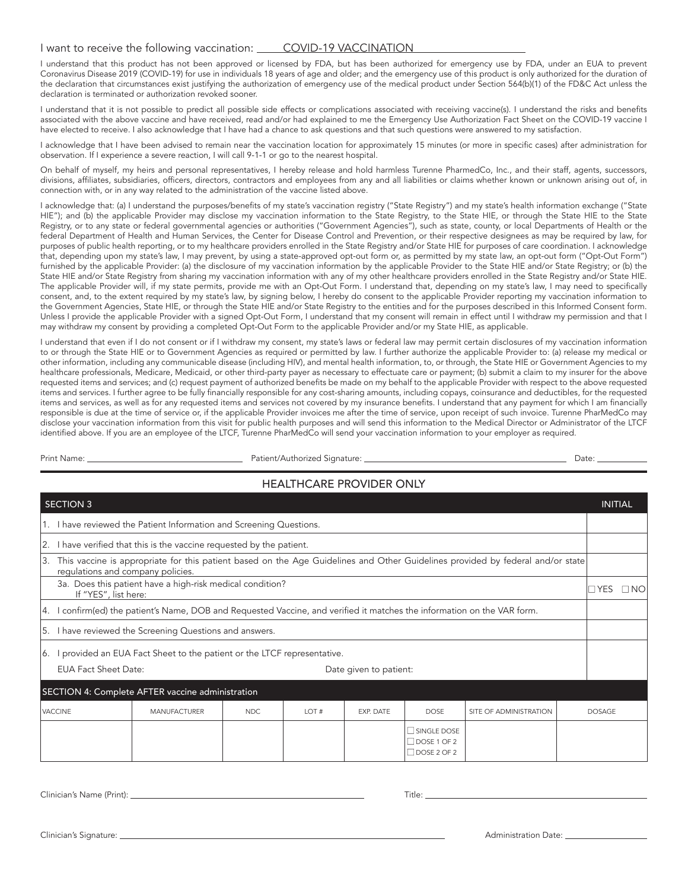I want to receive the following vaccination: COVID-19 VACCINATION

I understand that this product has not been approved or licensed by FDA, but has been authorized for emergency use by FDA, under an EUA to prevent Coronavirus Disease 2019 (COVID-19) for use in individuals 18 years of age and older; and the emergency use of this product is only authorized for the duration of the declaration that circumstances exist justifying the authorization of emergency use of the medical product under Section 564(b)(1) of the FD&C Act unless the declaration is terminated or authorization revoked sooner.

I understand that it is not possible to predict all possible side effects or complications associated with receiving vaccine(s). I understand the risks and benefits associated with the above vaccine and have received, read and/or had explained to me the Emergency Use Authorization Fact Sheet on the COVID-19 vaccine I have elected to receive. I also acknowledge that I have had a chance to ask questions and that such questions were answered to my satisfaction.

I acknowledge that I have been advised to remain near the vaccination location for approximately 15 minutes (or more in specific cases) after administration for observation. If I experience a severe reaction, I will call 9-1-1 or go to the nearest hospital.

On behalf of myself, my heirs and personal representatives, I hereby release and hold harmless Turenne PharmedCo, Inc., and their staff, agents, successors, divisions, affiliates, subsidiaries, officers, directors, contractors and employees from any and all liabilities or claims whether known or unknown arising out of, in connection with, or in any way related to the administration of the vaccine listed above.

I acknowledge that: (a) I understand the purposes/benefits of my state's vaccination registry ("State Registry") and my state's health information exchange ("State HIE"); and (b) the applicable Provider may disclose my vaccination information to the State Registry, to the State HIE, or through the State HIE to the State Registry, or to any state or federal governmental agencies or authorities ("Government Agencies"), such as state, county, or local Departments of Health or the federal Department of Health and Human Services, the Center for Disease Control and Prevention, or their respective designees as may be required by law, for purposes of public health reporting, or to my healthcare providers enrolled in the State Registry and/or State HIE for purposes of care coordination. I acknowledge that, depending upon my state's law, I may prevent, by using a state-approved opt-out form or, as permitted by my state law, an opt-out form ("Opt-Out Form") furnished by the applicable Provider: (a) the disclosure of my vaccination information by the applicable Provider to the State HIE and/or State Registry; or (b) the State HIE and/or State Registry from sharing my vaccination information with any of my other healthcare providers enrolled in the State Registry and/or State HIE. The applicable Provider will, if my state permits, provide me with an Opt-Out Form. I understand that, depending on my state's law, I may need to specifically consent, and, to the extent required by my state's law, by signing below, I hereby do consent to the applicable Provider reporting my vaccination information to the Government Agencies, State HIE, or through the State HIE and/or State Registry to the entities and for the purposes described in this Informed Consent form. Unless I provide the applicable Provider with a signed Opt-Out Form, I understand that my consent will remain in effect until I withdraw my permission and that I may withdraw my consent by providing a completed Opt-Out Form to the applicable Provider and/or my State HIE, as applicable.

I understand that even if I do not consent or if I withdraw my consent, my state's laws or federal law may permit certain disclosures of my vaccination information to or through the State HIE or to Government Agencies as required or permitted by law. I further authorize the applicable Provider to: (a) release my medical or other information, including any communicable disease (including HIV), and mental health information, to, or through, the State HIE or Government Agencies to my healthcare professionals, Medicare, Medicaid, or other third-party payer as necessary to effectuate care or payment; (b) submit a claim to my insurer for the above requested items and services; and (c) request payment of authorized benefits be made on my behalf to the applicable Provider with respect to the above requested items and services. I further agree to be fully financially responsible for any cost-sharing amounts, including copays, coinsurance and deductibles, for the requested items and services, as well as for any requested items and services not covered by my insurance benefits. I understand that any payment for which I am financially responsible is due at the time of service or, if the applicable Provider invoices me after the time of service, upon receipt of such invoice. Turenne PharMedCo may disclose your vaccination information from this visit for public health purposes and will send this information to the Medical Director or Administrator of the LTCF identified above. If you are an employee of the LTCF, Turenne PharMedCo will send your vaccination information to your employer as required.

Print Name: ______________ Patient/Authorized Signature: ______________ Date: ________

## HEALTHCARE PROVIDER ONLY

| SECTION 3 | INITIAL |
|---|---|
| 1. I have reviewed the Patient Information and Screening Questions. | |
| 2. I have verified that this is the vaccine requested by the patient. | |
| 3. This vaccine is appropriate for this patient based on the Age Guidelines and Other Guidelines provided by federal and/or state regulations and company policies. | |
| 3a. Does this patient have a high-risk medical condition? If "YES", list here: | ☐ YES ☐ NO |
| 4. I confirm(ed) the patient's Name, DOB and Requested Vaccine, and verified it matches the information on the VAR form. | |
| 5. I have reviewed the Screening Questions and answers. | |
| 6. I provided an EUA Fact Sheet to the patient or the LTCF representative. EUA Fact Sheet Date: Date given to patient: | |

SECTION 4: Complete AFTER vaccine administration

| VACCINE | MANUFACTURER | NDC | LOT # | EXP. DATE | DOSE | SITE OF ADMINISTRATION | DOSAGE |
|---|---|---|---|---|---|---|---|
| | | | | | ☐ SINGLE DOSE ☐ DOSE 1 OF 2 ☐ DOSE 2 OF 2 | | |

Clinician's Name (Print): ______________ Title: ______________

Clinician's Signature: ______________ Administration Date: ______________